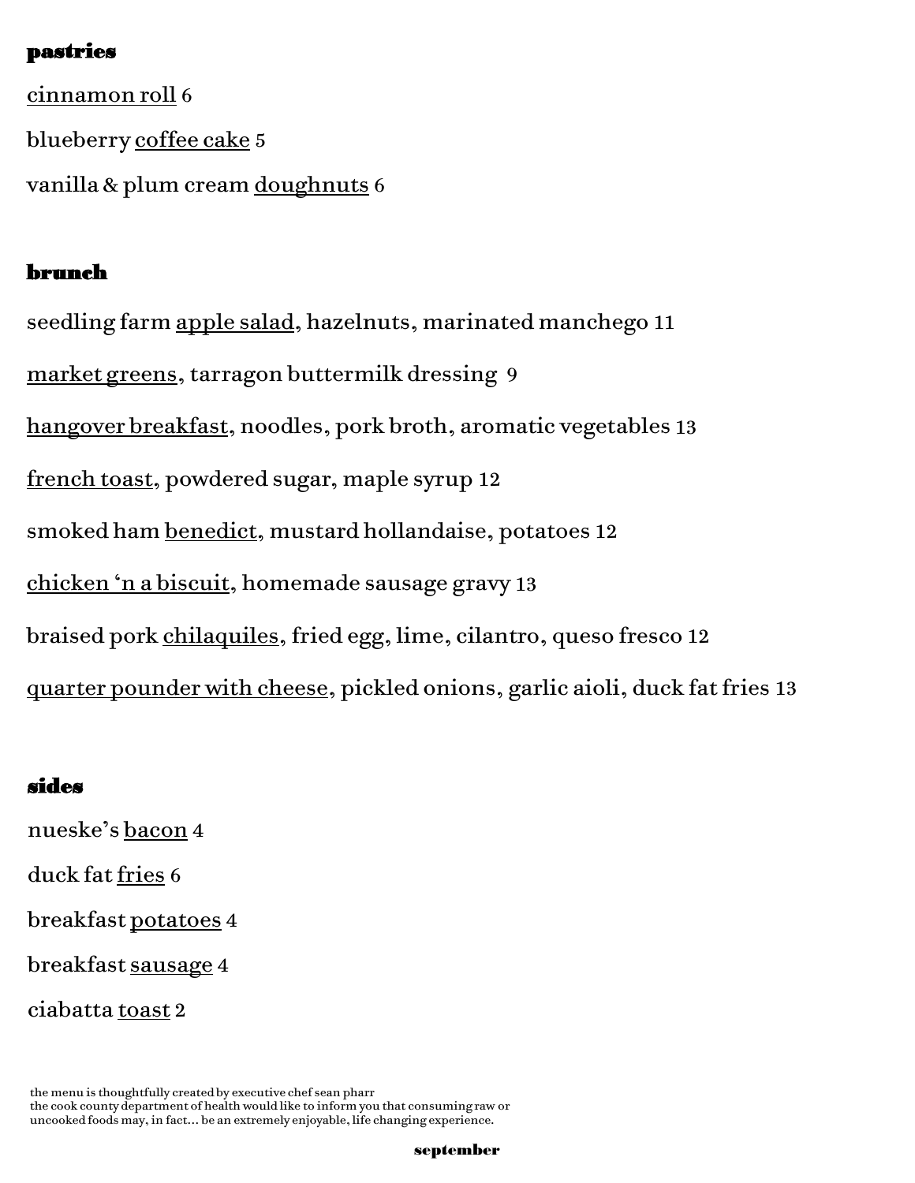## pastries

cinnamon roll 6

blueberry coffee cake 5

vanilla & plum cream doughnuts 6

## brunch

seedling farm apple salad, hazelnuts, marinated manchego 11

market greens, tarragon buttermilk dressing 9

hangover breakfast, noodles, pork broth, aromatic vegetables 13

french toast, powdered sugar, maple syrup 12

smoked ham benedict, mustard hollandaise, potatoes 12

chicken 'n a biscuit, homemade sausage gravy 13

braised pork chilaquiles, fried egg, lime, cilantro, queso fresco 12

quarter pounder with cheese, pickled onions, garlic aioli, duck fat fries 13

## sides

nueske's bacon 4

duck fat fries 6

breakfast potatoes 4

breakfast sausage 4

ciabatta toast 2

the menu is thoughtfully created by executive chef sean pharr
the cook county department of health would like to inform you that consuming raw or uncooked foods may, in fact… be an extremely enjoyable, life changing experience.

**september**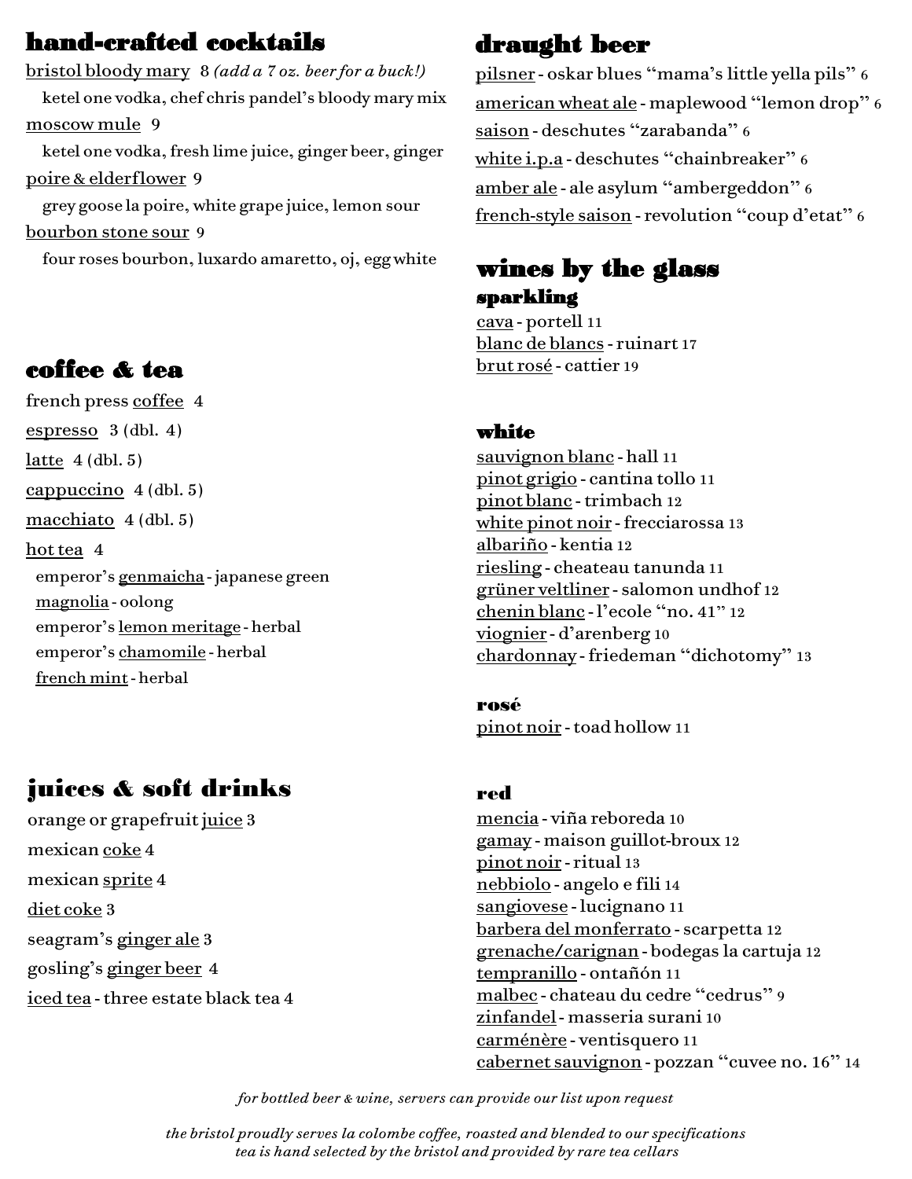## hand-crafted cocktails

bristol bloody mary 8 *(add a 7 oz. beer for a buck!)*
ketel one vodka, chef chris pandel's bloody mary mix

moscow mule 9
ketel one vodka, fresh lime juice, ginger beer, ginger

poire & elderflower 9
grey goose la poire, white grape juice, lemon sour

bourbon stone sour 9
four roses bourbon, luxardo amaretto, oj, egg white

## coffee & tea

french press coffee 4

espresso 3 (dbl. 4)

latte 4 (dbl. 5)

cappuccino 4 (dbl. 5)

macchiato 4 (dbl. 5)

hot tea 4
- emperor's genmaicha - japanese green
- magnolia - oolong
- emperor's lemon meritage - herbal
- emperor's chamomile - herbal
- french mint - herbal

## juices & soft drinks

orange or grapefruit juice 3

mexican coke 4

mexican sprite 4

diet coke 3

seagram's ginger ale 3

gosling's ginger beer 4

iced tea - three estate black tea 4

## draught beer

pilsner - oskar blues "mama's little yella pils" 6

american wheat ale - maplewood "lemon drop" 6

saison - deschutes "zarabanda" 6

white i.p.a - deschutes "chainbreaker" 6

amber ale - ale asylum "ambergeddon" 6

french-style saison - revolution "coup d'etat" 6

## wines by the glass

### sparkling

cava - portell 11
blanc de blancs - ruinart 17
brut rosé - cattier 19

### white

sauvignon blanc - hall 11
pinot grigio - cantina tollo 11
pinot blanc - trimbach 12
white pinot noir - frecciarossa 13
albariño - kentia 12
riesling - cheateau tanunda 11
grüner veltliner - salomon undhof 12
chenin blanc - l'ecole "no. 41" 12
viognier - d'arenberg 10
chardonnay - friedeman "dichotomy" 13

### rosé

pinot noir - toad hollow 11

### red

mencia - viña reboreda 10
gamay - maison guillot-broux 12
pinot noir - ritual 13
nebbiolo - angelo e fili 14
sangiovese - lucignano 11
barbera del monferrato - scarpetta 12
grenache/carignan - bodegas la cartuja 12
tempranillo - ontañón 11
malbec - chateau du cedre "cedrus" 9
zinfandel - masseria surani 10
carménère - ventisquero 11
cabernet sauvignon - pozzan "cuvee no. 16" 14

*for bottled beer & wine, servers can provide our list upon request*

*the bristol proudly serves la colombe coffee, roasted and blended to our specifications*
*tea is hand selected by the bristol and provided by rare tea cellars*